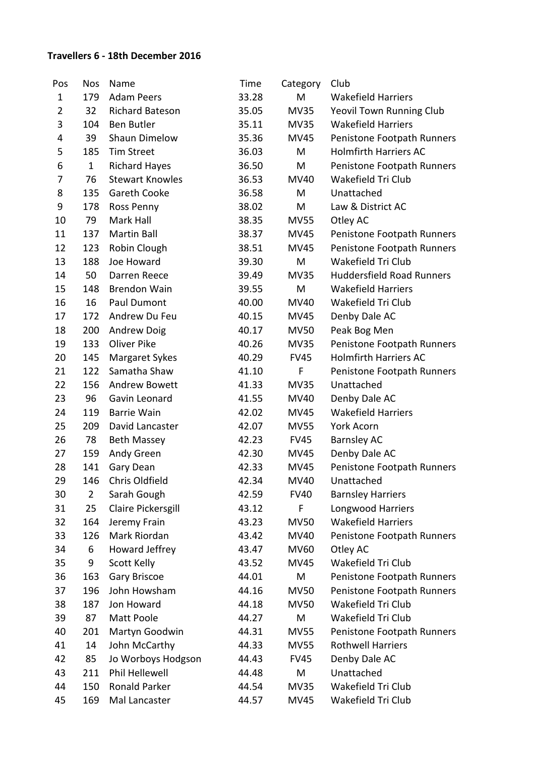**Travellers 6 - 18th December 2016**

| Pos | Nos | Name | Time | Category | Club |
|---|---|---|---|---|---|
| 1 | 179 | Adam Peers | 33.28 | M | Wakefield Harriers |
| 2 | 32 | Richard Bateson | 35.05 | MV35 | Yeovil Town Running Club |
| 3 | 104 | Ben Butler | 35.11 | MV35 | Wakefield Harriers |
| 4 | 39 | Shaun Dimelow | 35.36 | MV45 | Penistone Footpath Runners |
| 5 | 185 | Tim Street | 36.03 | M | Holmfirth Harriers AC |
| 6 | 1 | Richard Hayes | 36.50 | M | Penistone Footpath Runners |
| 7 | 76 | Stewart Knowles | 36.53 | MV40 | Wakefield Tri Club |
| 8 | 135 | Gareth Cooke | 36.58 | M | Unattached |
| 9 | 178 | Ross Penny | 38.02 | M | Law & District AC |
| 10 | 79 | Mark Hall | 38.35 | MV55 | Otley AC |
| 11 | 137 | Martin Ball | 38.37 | MV45 | Penistone Footpath Runners |
| 12 | 123 | Robin Clough | 38.51 | MV45 | Penistone Footpath Runners |
| 13 | 188 | Joe Howard | 39.30 | M | Wakefield Tri Club |
| 14 | 50 | Darren Reece | 39.49 | MV35 | Huddersfield Road Runners |
| 15 | 148 | Brendon Wain | 39.55 | M | Wakefield Harriers |
| 16 | 16 | Paul Dumont | 40.00 | MV40 | Wakefield Tri Club |
| 17 | 172 | Andrew Du Feu | 40.15 | MV45 | Denby Dale AC |
| 18 | 200 | Andrew Doig | 40.17 | MV50 | Peak Bog Men |
| 19 | 133 | Oliver Pike | 40.26 | MV35 | Penistone Footpath Runners |
| 20 | 145 | Margaret Sykes | 40.29 | FV45 | Holmfirth Harriers AC |
| 21 | 122 | Samatha Shaw | 41.10 | F | Penistone Footpath Runners |
| 22 | 156 | Andrew Bowett | 41.33 | MV35 | Unattached |
| 23 | 96 | Gavin Leonard | 41.55 | MV40 | Denby Dale AC |
| 24 | 119 | Barrie Wain | 42.02 | MV45 | Wakefield Harriers |
| 25 | 209 | David Lancaster | 42.07 | MV55 | York Acorn |
| 26 | 78 | Beth Massey | 42.23 | FV45 | Barnsley AC |
| 27 | 159 | Andy Green | 42.30 | MV45 | Denby Dale AC |
| 28 | 141 | Gary Dean | 42.33 | MV45 | Penistone Footpath Runners |
| 29 | 146 | Chris Oldfield | 42.34 | MV40 | Unattached |
| 30 | 2 | Sarah Gough | 42.59 | FV40 | Barnsley Harriers |
| 31 | 25 | Claire Pickersgill | 43.12 | F | Longwood Harriers |
| 32 | 164 | Jeremy Frain | 43.23 | MV50 | Wakefield Harriers |
| 33 | 126 | Mark Riordan | 43.42 | MV40 | Penistone Footpath Runners |
| 34 | 6 | Howard Jeffrey | 43.47 | MV60 | Otley AC |
| 35 | 9 | Scott Kelly | 43.52 | MV45 | Wakefield Tri Club |
| 36 | 163 | Gary Briscoe | 44.01 | M | Penistone Footpath Runners |
| 37 | 196 | John Howsham | 44.16 | MV50 | Penistone Footpath Runners |
| 38 | 187 | Jon Howard | 44.18 | MV50 | Wakefield Tri Club |
| 39 | 87 | Matt Poole | 44.27 | M | Wakefield Tri Club |
| 40 | 201 | Martyn Goodwin | 44.31 | MV55 | Penistone Footpath Runners |
| 41 | 14 | John McCarthy | 44.33 | MV55 | Rothwell Harriers |
| 42 | 85 | Jo Worboys Hodgson | 44.43 | FV45 | Denby Dale AC |
| 43 | 211 | Phil Hellewell | 44.48 | M | Unattached |
| 44 | 150 | Ronald Parker | 44.54 | MV35 | Wakefield Tri Club |
| 45 | 169 | Mal Lancaster | 44.57 | MV45 | Wakefield Tri Club |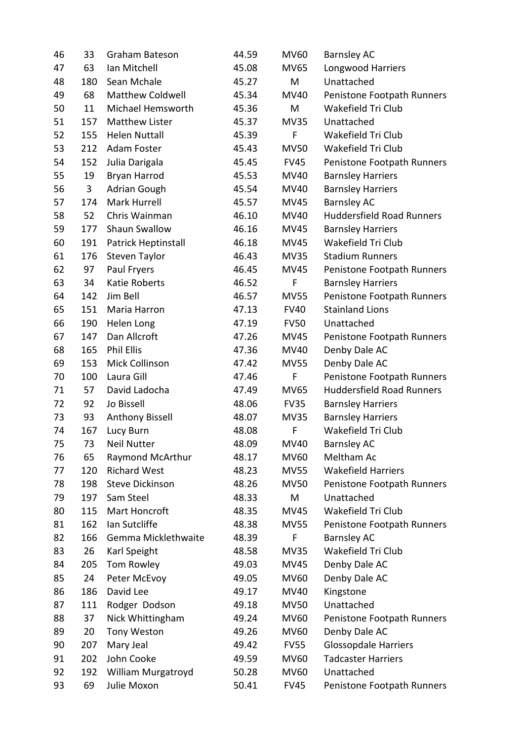| | | | | | |
|---|---|---|---|---|---|
| 46 | 33 | Graham Bateson | 44.59 | MV60 | Barnsley AC |
| 47 | 63 | Ian Mitchell | 45.08 | MV65 | Longwood Harriers |
| 48 | 180 | Sean Mchale | 45.27 | M | Unattached |
| 49 | 68 | Matthew Coldwell | 45.34 | MV40 | Penistone Footpath Runners |
| 50 | 11 | Michael Hemsworth | 45.36 | M | Wakefield Tri Club |
| 51 | 157 | Matthew Lister | 45.37 | MV35 | Unattached |
| 52 | 155 | Helen Nuttall | 45.39 | F | Wakefield Tri Club |
| 53 | 212 | Adam Foster | 45.43 | MV50 | Wakefield Tri Club |
| 54 | 152 | Julia Darigala | 45.45 | FV45 | Penistone Footpath Runners |
| 55 | 19 | Bryan Harrod | 45.53 | MV40 | Barnsley Harriers |
| 56 | 3 | Adrian Gough | 45.54 | MV40 | Barnsley Harriers |
| 57 | 174 | Mark Hurrell | 45.57 | MV45 | Barnsley AC |
| 58 | 52 | Chris Wainman | 46.10 | MV40 | Huddersfield Road Runners |
| 59 | 177 | Shaun Swallow | 46.16 | MV45 | Barnsley Harriers |
| 60 | 191 | Patrick Heptinstall | 46.18 | MV45 | Wakefield Tri Club |
| 61 | 176 | Steven Taylor | 46.43 | MV35 | Stadium Runners |
| 62 | 97 | Paul Fryers | 46.45 | MV45 | Penistone Footpath Runners |
| 63 | 34 | Katie Roberts | 46.52 | F | Barnsley Harriers |
| 64 | 142 | Jim Bell | 46.57 | MV55 | Penistone Footpath Runners |
| 65 | 151 | Maria Harron | 47.13 | FV40 | Stainland Lions |
| 66 | 190 | Helen Long | 47.19 | FV50 | Unattached |
| 67 | 147 | Dan Allcroft | 47.26 | MV45 | Penistone Footpath Runners |
| 68 | 165 | Phil Ellis | 47.36 | MV40 | Denby Dale AC |
| 69 | 153 | Mick Collinson | 47.42 | MV55 | Denby Dale AC |
| 70 | 100 | Laura Gill | 47.46 | F | Penistone Footpath Runners |
| 71 | 57 | David Ladocha | 47.49 | MV65 | Huddersfield Road Runners |
| 72 | 92 | Jo Bissell | 48.06 | FV35 | Barnsley Harriers |
| 73 | 93 | Anthony Bissell | 48.07 | MV35 | Barnsley Harriers |
| 74 | 167 | Lucy Burn | 48.08 | F | Wakefield Tri Club |
| 75 | 73 | Neil Nutter | 48.09 | MV40 | Barnsley AC |
| 76 | 65 | Raymond McArthur | 48.17 | MV60 | Meltham Ac |
| 77 | 120 | Richard West | 48.23 | MV55 | Wakefield Harriers |
| 78 | 198 | Steve Dickinson | 48.26 | MV50 | Penistone Footpath Runners |
| 79 | 197 | Sam Steel | 48.33 | M | Unattached |
| 80 | 115 | Mart Honcroft | 48.35 | MV45 | Wakefield Tri Club |
| 81 | 162 | Ian Sutcliffe | 48.38 | MV55 | Penistone Footpath Runners |
| 82 | 166 | Gemma Micklethwaite | 48.39 | F | Barnsley AC |
| 83 | 26 | Karl Speight | 48.58 | MV35 | Wakefield Tri Club |
| 84 | 205 | Tom Rowley | 49.03 | MV45 | Denby Dale AC |
| 85 | 24 | Peter McEvoy | 49.05 | MV60 | Denby Dale AC |
| 86 | 186 | David Lee | 49.17 | MV40 | Kingstone |
| 87 | 111 | Rodger Dodson | 49.18 | MV50 | Unattached |
| 88 | 37 | Nick Whittingham | 49.24 | MV60 | Penistone Footpath Runners |
| 89 | 20 | Tony Weston | 49.26 | MV60 | Denby Dale AC |
| 90 | 207 | Mary Jeal | 49.42 | FV55 | Glossopdale Harriers |
| 91 | 202 | John Cooke | 49.59 | MV60 | Tadcaster Harriers |
| 92 | 192 | William Murgatroyd | 50.28 | MV60 | Unattached |
| 93 | 69 | Julie Moxon | 50.41 | FV45 | Penistone Footpath Runners |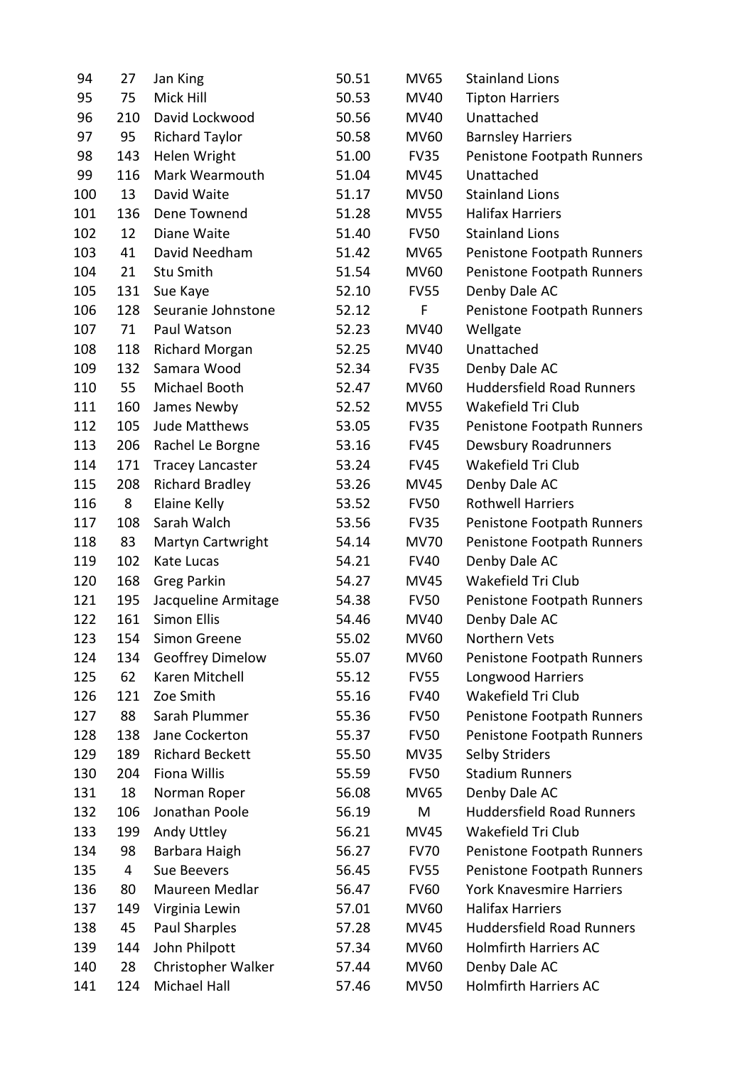| | | | | | |
|---|---|---|---|---|---|
| 94 | 27 | Jan King | 50.51 | MV65 | Stainland Lions |
| 95 | 75 | Mick Hill | 50.53 | MV40 | Tipton Harriers |
| 96 | 210 | David Lockwood | 50.56 | MV40 | Unattached |
| 97 | 95 | Richard Taylor | 50.58 | MV60 | Barnsley Harriers |
| 98 | 143 | Helen Wright | 51.00 | FV35 | Penistone Footpath Runners |
| 99 | 116 | Mark Wearmouth | 51.04 | MV45 | Unattached |
| 100 | 13 | David Waite | 51.17 | MV50 | Stainland Lions |
| 101 | 136 | Dene Townend | 51.28 | MV55 | Halifax Harriers |
| 102 | 12 | Diane Waite | 51.40 | FV50 | Stainland Lions |
| 103 | 41 | David Needham | 51.42 | MV65 | Penistone Footpath Runners |
| 104 | 21 | Stu Smith | 51.54 | MV60 | Penistone Footpath Runners |
| 105 | 131 | Sue Kaye | 52.10 | FV55 | Denby Dale AC |
| 106 | 128 | Seuranie Johnstone | 52.12 | F | Penistone Footpath Runners |
| 107 | 71 | Paul Watson | 52.23 | MV40 | Wellgate |
| 108 | 118 | Richard Morgan | 52.25 | MV40 | Unattached |
| 109 | 132 | Samara Wood | 52.34 | FV35 | Denby Dale AC |
| 110 | 55 | Michael Booth | 52.47 | MV60 | Huddersfield Road Runners |
| 111 | 160 | James Newby | 52.52 | MV55 | Wakefield Tri Club |
| 112 | 105 | Jude Matthews | 53.05 | FV35 | Penistone Footpath Runners |
| 113 | 206 | Rachel Le Borgne | 53.16 | FV45 | Dewsbury Roadrunners |
| 114 | 171 | Tracey Lancaster | 53.24 | FV45 | Wakefield Tri Club |
| 115 | 208 | Richard Bradley | 53.26 | MV45 | Denby Dale AC |
| 116 | 8 | Elaine Kelly | 53.52 | FV50 | Rothwell Harriers |
| 117 | 108 | Sarah Walch | 53.56 | FV35 | Penistone Footpath Runners |
| 118 | 83 | Martyn Cartwright | 54.14 | MV70 | Penistone Footpath Runners |
| 119 | 102 | Kate Lucas | 54.21 | FV40 | Denby Dale AC |
| 120 | 168 | Greg Parkin | 54.27 | MV45 | Wakefield Tri Club |
| 121 | 195 | Jacqueline Armitage | 54.38 | FV50 | Penistone Footpath Runners |
| 122 | 161 | Simon Ellis | 54.46 | MV40 | Denby Dale AC |
| 123 | 154 | Simon Greene | 55.02 | MV60 | Northern Vets |
| 124 | 134 | Geoffrey Dimelow | 55.07 | MV60 | Penistone Footpath Runners |
| 125 | 62 | Karen Mitchell | 55.12 | FV55 | Longwood Harriers |
| 126 | 121 | Zoe Smith | 55.16 | FV40 | Wakefield Tri Club |
| 127 | 88 | Sarah Plummer | 55.36 | FV50 | Penistone Footpath Runners |
| 128 | 138 | Jane Cockerton | 55.37 | FV50 | Penistone Footpath Runners |
| 129 | 189 | Richard Beckett | 55.50 | MV35 | Selby Striders |
| 130 | 204 | Fiona Willis | 55.59 | FV50 | Stadium Runners |
| 131 | 18 | Norman Roper | 56.08 | MV65 | Denby Dale AC |
| 132 | 106 | Jonathan Poole | 56.19 | M | Huddersfield Road Runners |
| 133 | 199 | Andy Uttley | 56.21 | MV45 | Wakefield Tri Club |
| 134 | 98 | Barbara Haigh | 56.27 | FV70 | Penistone Footpath Runners |
| 135 | 4 | Sue Beevers | 56.45 | FV55 | Penistone Footpath Runners |
| 136 | 80 | Maureen Medlar | 56.47 | FV60 | York Knavesmire Harriers |
| 137 | 149 | Virginia Lewin | 57.01 | MV60 | Halifax Harriers |
| 138 | 45 | Paul Sharples | 57.28 | MV45 | Huddersfield Road Runners |
| 139 | 144 | John Philpott | 57.34 | MV60 | Holmfirth Harriers AC |
| 140 | 28 | Christopher Walker | 57.44 | MV60 | Denby Dale AC |
| 141 | 124 | Michael Hall | 57.46 | MV50 | Holmfirth Harriers AC |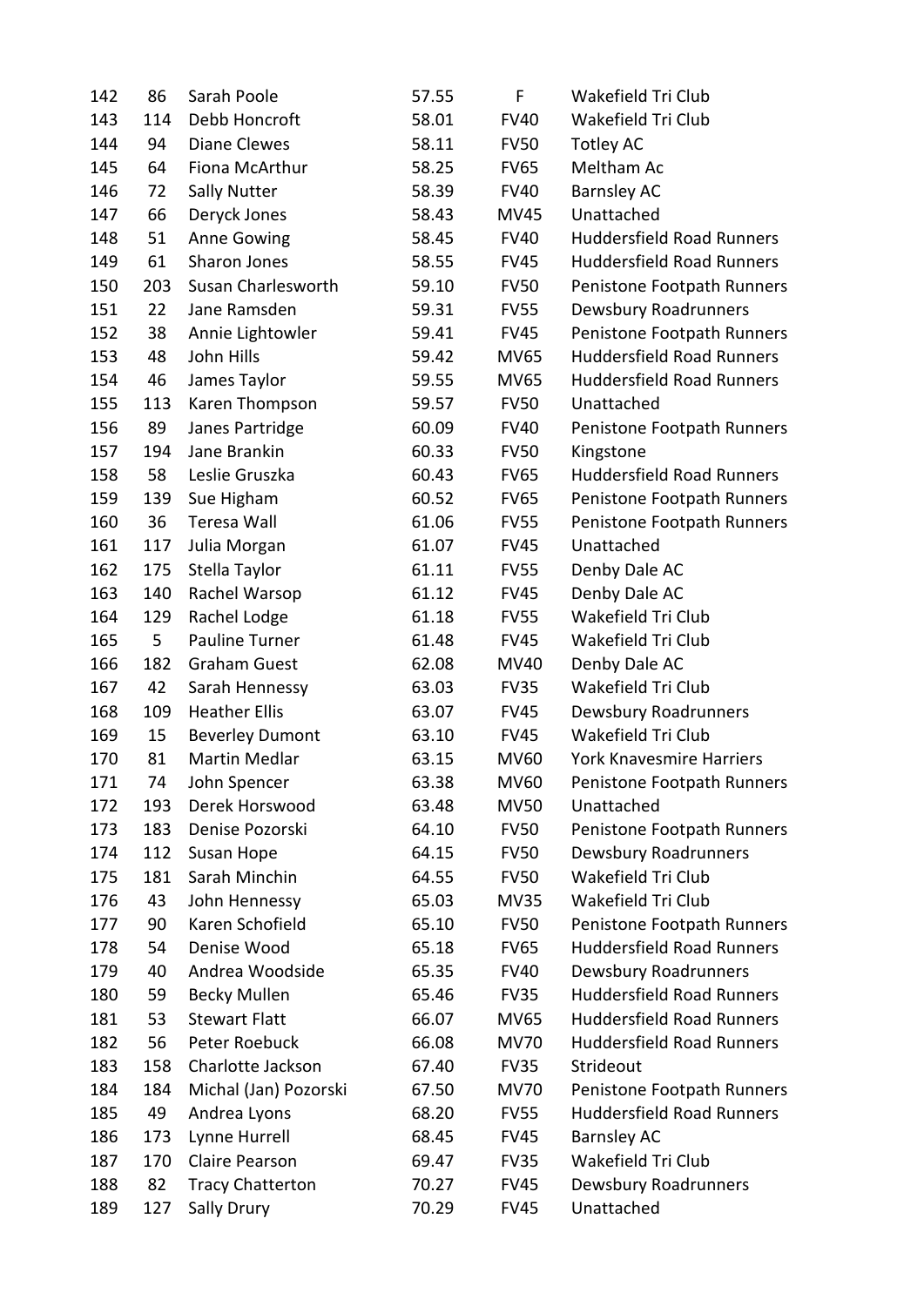| | | | | | |
|---|---|---|---|---|---|
| 142 | 86 | Sarah Poole | 57.55 | F | Wakefield Tri Club |
| 143 | 114 | Debb Honcroft | 58.01 | FV40 | Wakefield Tri Club |
| 144 | 94 | Diane Clewes | 58.11 | FV50 | Totley AC |
| 145 | 64 | Fiona McArthur | 58.25 | FV65 | Meltham Ac |
| 146 | 72 | Sally Nutter | 58.39 | FV40 | Barnsley AC |
| 147 | 66 | Deryck Jones | 58.43 | MV45 | Unattached |
| 148 | 51 | Anne Gowing | 58.45 | FV40 | Huddersfield Road Runners |
| 149 | 61 | Sharon Jones | 58.55 | FV45 | Huddersfield Road Runners |
| 150 | 203 | Susan Charlesworth | 59.10 | FV50 | Penistone Footpath Runners |
| 151 | 22 | Jane Ramsden | 59.31 | FV55 | Dewsbury Roadrunners |
| 152 | 38 | Annie Lightowler | 59.41 | FV45 | Penistone Footpath Runners |
| 153 | 48 | John Hills | 59.42 | MV65 | Huddersfield Road Runners |
| 154 | 46 | James Taylor | 59.55 | MV65 | Huddersfield Road Runners |
| 155 | 113 | Karen Thompson | 59.57 | FV50 | Unattached |
| 156 | 89 | Janes Partridge | 60.09 | FV40 | Penistone Footpath Runners |
| 157 | 194 | Jane Brankin | 60.33 | FV50 | Kingstone |
| 158 | 58 | Leslie Gruszka | 60.43 | FV65 | Huddersfield Road Runners |
| 159 | 139 | Sue Higham | 60.52 | FV65 | Penistone Footpath Runners |
| 160 | 36 | Teresa Wall | 61.06 | FV55 | Penistone Footpath Runners |
| 161 | 117 | Julia Morgan | 61.07 | FV45 | Unattached |
| 162 | 175 | Stella Taylor | 61.11 | FV55 | Denby Dale AC |
| 163 | 140 | Rachel Warsop | 61.12 | FV45 | Denby Dale AC |
| 164 | 129 | Rachel Lodge | 61.18 | FV55 | Wakefield Tri Club |
| 165 | 5 | Pauline Turner | 61.48 | FV45 | Wakefield Tri Club |
| 166 | 182 | Graham Guest | 62.08 | MV40 | Denby Dale AC |
| 167 | 42 | Sarah Hennessy | 63.03 | FV35 | Wakefield Tri Club |
| 168 | 109 | Heather Ellis | 63.07 | FV45 | Dewsbury Roadrunners |
| 169 | 15 | Beverley Dumont | 63.10 | FV45 | Wakefield Tri Club |
| 170 | 81 | Martin Medlar | 63.15 | MV60 | York Knavesmire Harriers |
| 171 | 74 | John Spencer | 63.38 | MV60 | Penistone Footpath Runners |
| 172 | 193 | Derek Horswood | 63.48 | MV50 | Unattached |
| 173 | 183 | Denise Pozorski | 64.10 | FV50 | Penistone Footpath Runners |
| 174 | 112 | Susan Hope | 64.15 | FV50 | Dewsbury Roadrunners |
| 175 | 181 | Sarah Minchin | 64.55 | FV50 | Wakefield Tri Club |
| 176 | 43 | John Hennessy | 65.03 | MV35 | Wakefield Tri Club |
| 177 | 90 | Karen Schofield | 65.10 | FV50 | Penistone Footpath Runners |
| 178 | 54 | Denise Wood | 65.18 | FV65 | Huddersfield Road Runners |
| 179 | 40 | Andrea Woodside | 65.35 | FV40 | Dewsbury Roadrunners |
| 180 | 59 | Becky Mullen | 65.46 | FV35 | Huddersfield Road Runners |
| 181 | 53 | Stewart Flatt | 66.07 | MV65 | Huddersfield Road Runners |
| 182 | 56 | Peter Roebuck | 66.08 | MV70 | Huddersfield Road Runners |
| 183 | 158 | Charlotte Jackson | 67.40 | FV35 | Strideout |
| 184 | 184 | Michal (Jan) Pozorski | 67.50 | MV70 | Penistone Footpath Runners |
| 185 | 49 | Andrea Lyons | 68.20 | FV55 | Huddersfield Road Runners |
| 186 | 173 | Lynne Hurrell | 68.45 | FV45 | Barnsley AC |
| 187 | 170 | Claire Pearson | 69.47 | FV35 | Wakefield Tri Club |
| 188 | 82 | Tracy Chatterton | 70.27 | FV45 | Dewsbury Roadrunners |
| 189 | 127 | Sally Drury | 70.29 | FV45 | Unattached |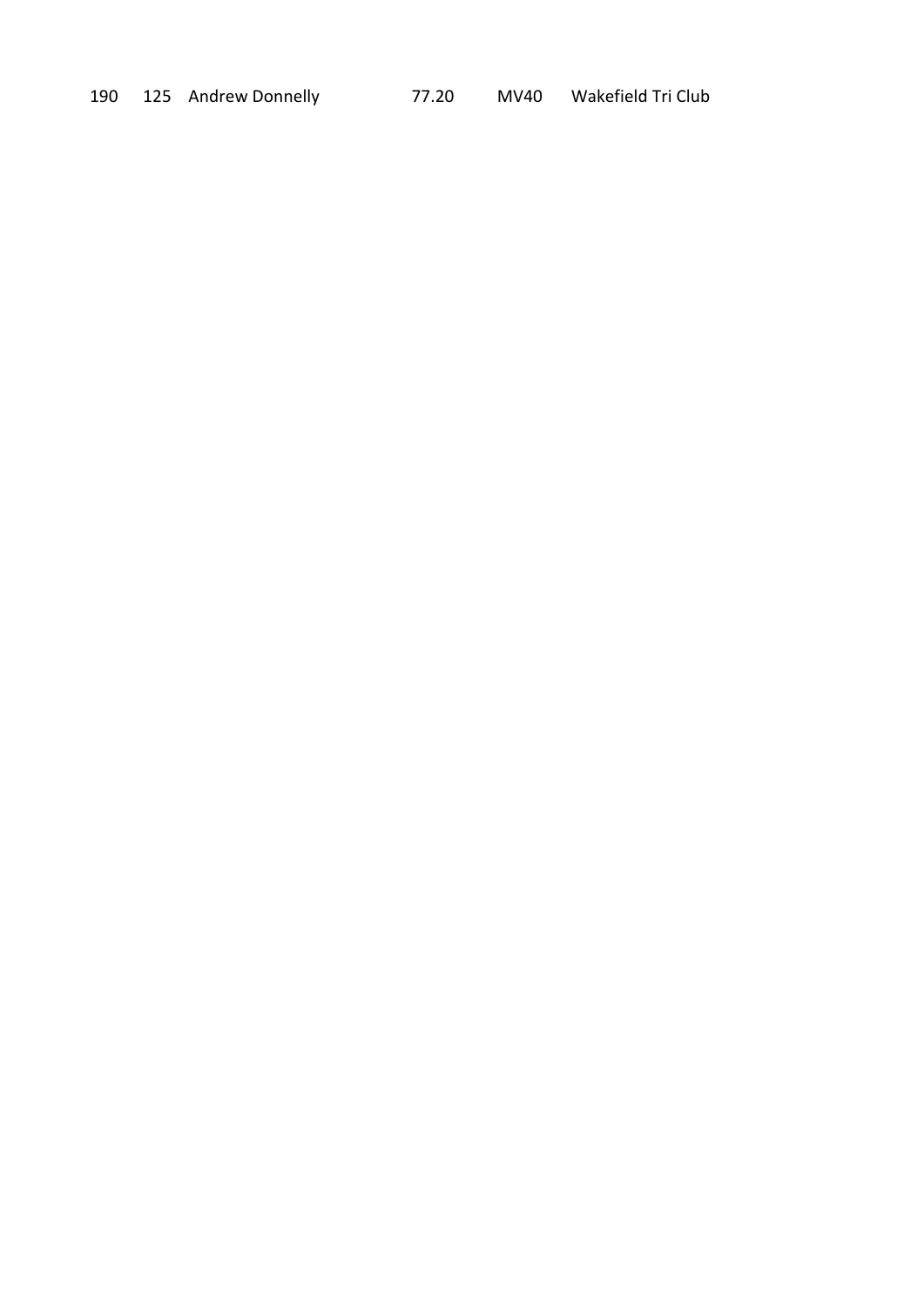| | | | | | |
|---|---|---|---|---|---|
| 190 | 125 | Andrew Donnelly | 77.20 | MV40 | Wakefield Tri Club |